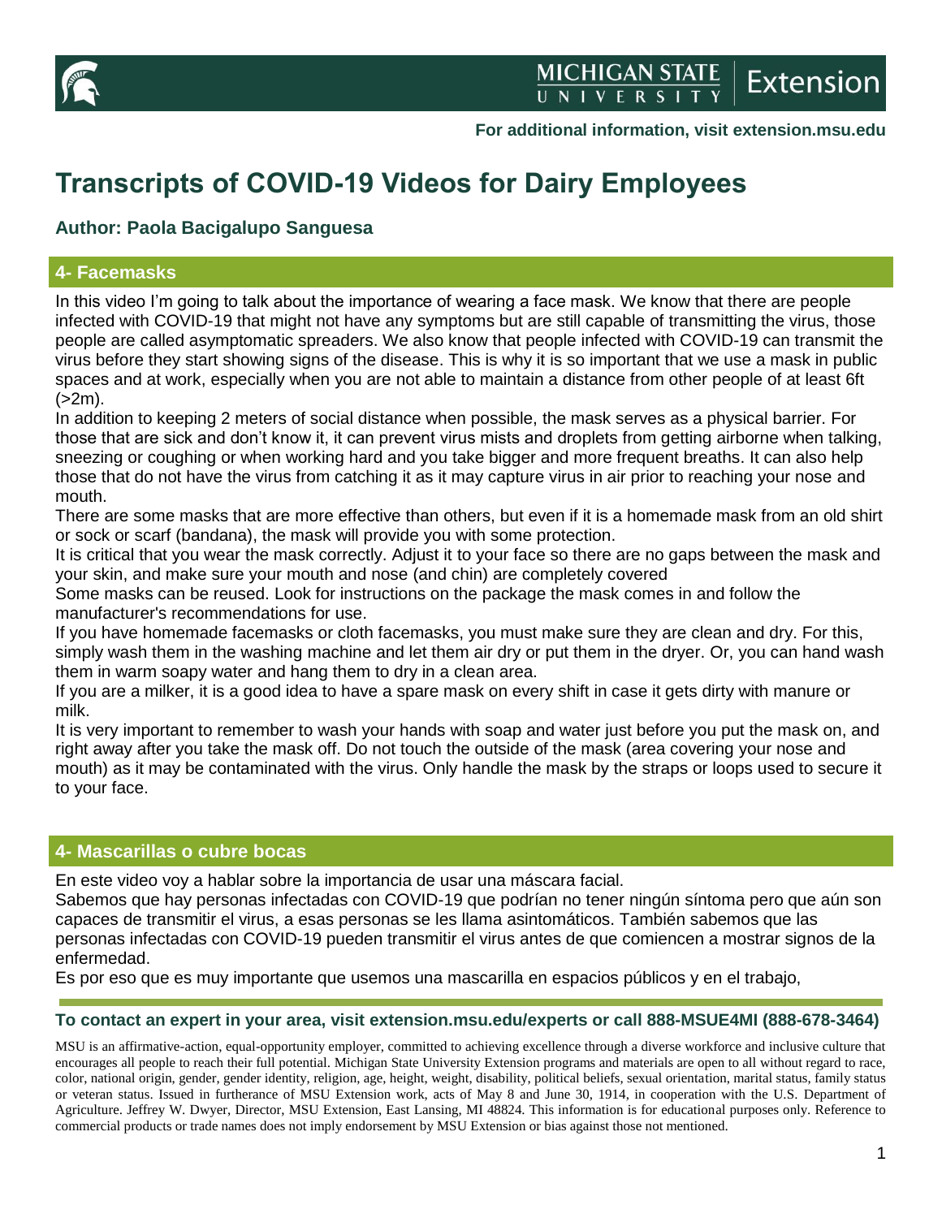For additional information, visit extension.msu.edu

# Transcripts of COVID-19 Videos for Dairy Employees

### Author: Paola Bacigalupo Sanguesa

## 4- Facemasks

In this video I'm going to talk about the importance of wearing a face mask. We know that there are people infected with COVID-19 that might not have any symptoms but are still capable of transmitting the virus, those people are called asymptomatic spreaders. We also know that people infected with COVID-19 can transmit the virus before they start showing signs of the disease. This is why it is so important that we use a mask in public spaces and at work, especially when you are not able to maintain a distance from other people of at least 6ft (>2m).

In addition to keeping 2 meters of social distance when possible, the mask serves as a physical barrier. For those that are sick and don't know it, it can prevent virus mists and droplets from getting airborne when talking, sneezing or coughing or when working hard and you take bigger and more frequent breaths. It can also help those that do not have the virus from catching it as it may capture virus in air prior to reaching your nose and mouth.

There are some masks that are more effective than others, but even if it is a homemade mask from an old shirt or sock or scarf (bandana), the mask will provide you with some protection.

It is critical that you wear the mask correctly. Adjust it to your face so there are no gaps between the mask and your skin, and make sure your mouth and nose (and chin) are completely covered

Some masks can be reused. Look for instructions on the package the mask comes in and follow the manufacturer's recommendations for use.

If you have homemade facemasks or cloth facemasks, you must make sure they are clean and dry. For this, simply wash them in the washing machine and let them air dry or put them in the dryer. Or, you can hand wash them in warm soapy water and hang them to dry in a clean area.

If you are a milker, it is a good idea to have a spare mask on every shift in case it gets dirty with manure or milk.

It is very important to remember to wash your hands with soap and water just before you put the mask on, and right away after you take the mask off. Do not touch the outside of the mask (area covering your nose and mouth) as it may be contaminated with the virus. Only handle the mask by the straps or loops used to secure it to your face.

## 4- Mascarillas o cubre bocas

En este video voy a hablar sobre la importancia de usar una máscara facial.

Sabemos que hay personas infectadas con COVID-19 que podrían no tener ningún síntoma pero que aún son capaces de transmitir el virus, a esas personas se les llama asintomáticos. También sabemos que las personas infectadas con COVID-19 pueden transmitir el virus antes de que comiencen a mostrar signos de la enfermedad.

Es por eso que es muy importante que usemos una mascarilla en espacios públicos y en el trabajo,

**To contact an expert in your area, visit extension.msu.edu/experts or call 888-MSUE4MI (888-678-3464)**

MSU is an affirmative-action, equal-opportunity employer, committed to achieving excellence through a diverse workforce and inclusive culture that encourages all people to reach their full potential. Michigan State University Extension programs and materials are open to all without regard to race, color, national origin, gender, gender identity, religion, age, height, weight, disability, political beliefs, sexual orientation, marital status, family status or veteran status. Issued in furtherance of MSU Extension work, acts of May 8 and June 30, 1914, in cooperation with the U.S. Department of Agriculture. Jeffrey W. Dwyer, Director, MSU Extension, East Lansing, MI 48824. This information is for educational purposes only. Reference to commercial products or trade names does not imply endorsement by MSU Extension or bias against those not mentioned.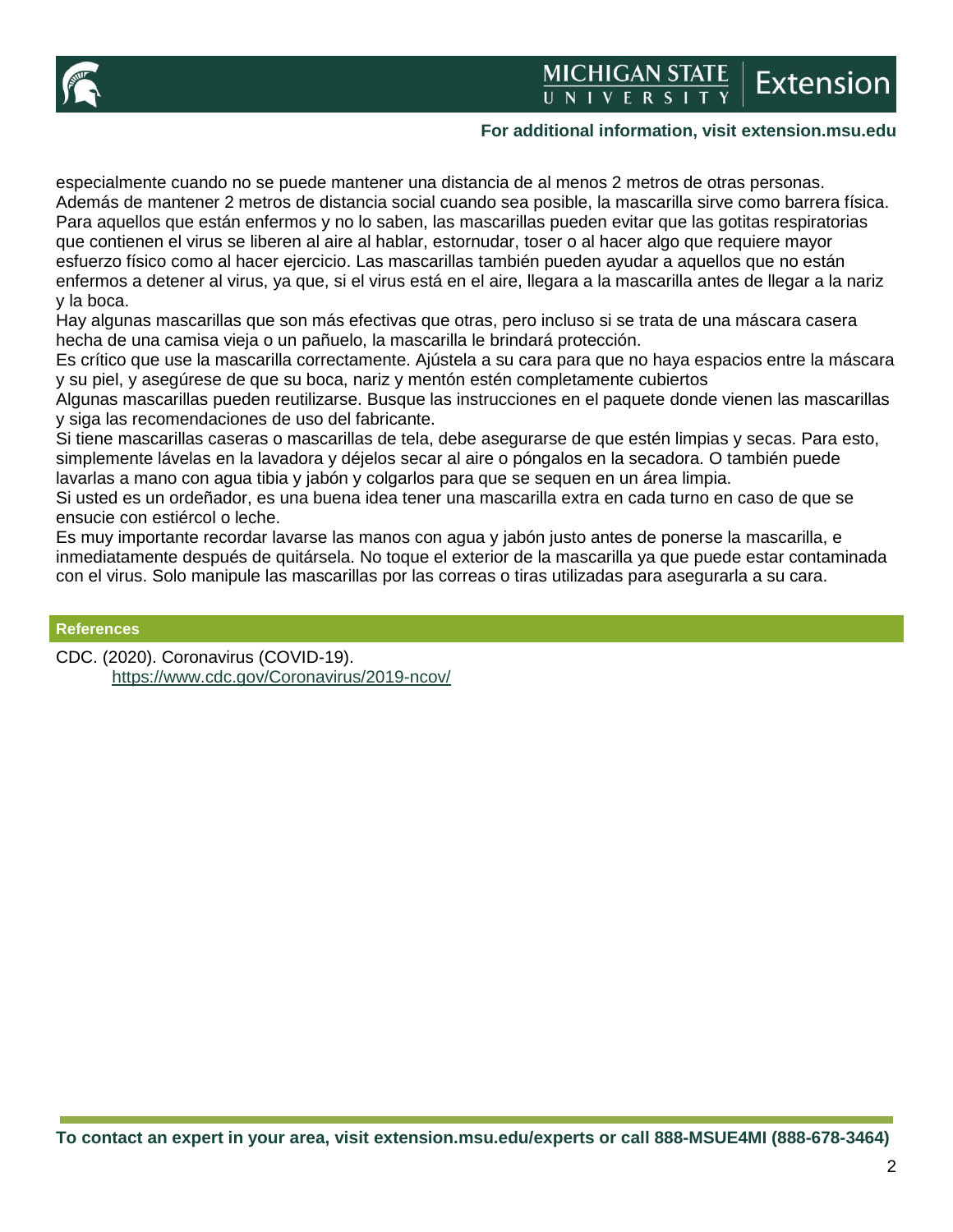especialmente cuando no se puede mantener una distancia de al menos 2 metros de otras personas.
Además de mantener 2 metros de distancia social cuando sea posible, la mascarilla sirve como barrera física. Para aquellos que están enfermos y no lo saben, las mascarillas pueden evitar que las gotitas respiratorias que contienen el virus se liberen al aire al hablar, estornudar, toser o al hacer algo que requiere mayor esfuerzo físico como al hacer ejercicio. Las mascarillas también pueden ayudar a aquellos que no están enfermos a detener al virus, ya que, si el virus está en el aire, llegara a la mascarilla antes de llegar a la nariz y la boca.

Hay algunas mascarillas que son más efectivas que otras, pero incluso si se trata de una máscara casera hecha de una camisa vieja o un pañuelo, la mascarilla le brindará protección.

Es crítico que use la mascarilla correctamente. Ajústela a su cara para que no haya espacios entre la máscara y su piel, y asegúrese de que su boca, nariz y mentón estén completamente cubiertos

Algunas mascarillas pueden reutilizarse. Busque las instrucciones en el paquete donde vienen las mascarillas y siga las recomendaciones de uso del fabricante.

Si tiene mascarillas caseras o mascarillas de tela, debe asegurarse de que estén limpias y secas. Para esto, simplemente lávelas en la lavadora y déjelos secar al aire o póngalos en la secadora. O también puede lavarlas a mano con agua tibia y jabón y colgarlos para que se sequen en un área limpia.

Si usted es un ordeñador, es una buena idea tener una mascarilla extra en cada turno en caso de que se ensucie con estiércol o leche.

Es muy importante recordar lavarse las manos con agua y jabón justo antes de ponerse la mascarilla, e inmediatamente después de quitársela. No toque el exterior de la mascarilla ya que puede estar contaminada con el virus. Solo manipule las mascarillas por las correas o tiras utilizadas para asegurarla a su cara.

## References

CDC. (2020). Coronavirus (COVID-19).
https://www.cdc.gov/Coronavirus/2019-ncov/

**To contact an expert in your area, visit extension.msu.edu/experts or call 888-MSUE4MI (888-678-3464)**